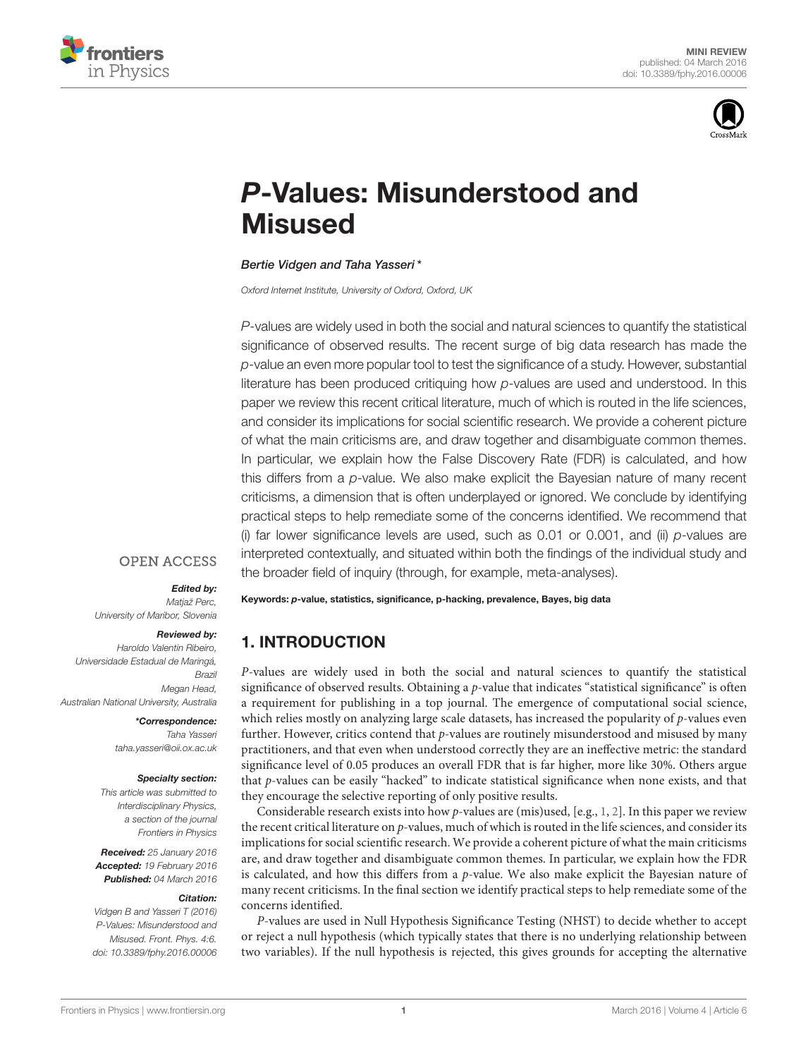MINI REVIEW
published: 04 March 2016
doi: 10.3389/fphy.2016.00006

# *P*-Values: Misunderstood and Misused

*Bertie Vidgen and Taha Yasseri\**

*Oxford Internet Institute, University of Oxford, Oxford, UK*

*P*-values are widely used in both the social and natural sciences to quantify the statistical significance of observed results. The recent surge of big data research has made the *p*-value an even more popular tool to test the significance of a study. However, substantial literature has been produced critiquing how *p*-values are used and understood. In this paper we review this recent critical literature, much of which is routed in the life sciences, and consider its implications for social scientific research. We provide a coherent picture of what the main criticisms are, and draw together and disambiguate common themes. In particular, we explain how the False Discovery Rate (FDR) is calculated, and how this differs from a *p*-value. We also make explicit the Bayesian nature of many recent criticisms, a dimension that is often underplayed or ignored. We conclude by identifying practical steps to help remediate some of the concerns identified. We recommend that (i) far lower significance levels are used, such as 0.01 or 0.001, and (ii) *p*-values are interpreted contextually, and situated within both the findings of the individual study and the broader field of inquiry (through, for example, meta-analyses).

**Keywords: *p*-value, statistics, significance, p-hacking, prevalence, Bayes, big data**

OPEN ACCESS

***Edited by:***
*Matjaž Perc, University of Maribor, Slovenia*

***Reviewed by:***
*Haroldo Valentin Ribeiro, Universidade Estadual de Maringá, Brazil*
*Megan Head, Australian National University, Australia*

***\*Correspondence:***
*Taha Yasseri*
*taha.yasseri@oii.ox.ac.uk*

***Specialty section:***
*This article was submitted to Interdisciplinary Physics, a section of the journal Frontiers in Physics*

***Received:*** *25 January 2016*
***Accepted:*** *19 February 2016*
***Published:*** *04 March 2016*

***Citation:***
*Vidgen B and Yasseri T (2016) P-Values: Misunderstood and Misused. Front. Phys. 4:6. doi: 10.3389/fphy.2016.00006*

## 1. INTRODUCTION

*P*-values are widely used in both the social and natural sciences to quantify the statistical significance of observed results. Obtaining a *p*-value that indicates "statistical significance" is often a requirement for publishing in a top journal. The emergence of computational social science, which relies mostly on analyzing large scale datasets, has increased the popularity of *p*-values even further. However, critics contend that *p*-values are routinely misunderstood and misused by many practitioners, and that even when understood correctly they are an ineffective metric: the standard significance level of 0.05 produces an overall FDR that is far higher, more like 30%. Others argue that *p*-values can be easily "hacked" to indicate statistical significance when none exists, and that they encourage the selective reporting of only positive results.

Considerable research exists into how *p*-values are (mis)used, [e.g., 1, 2]. In this paper we review the recent critical literature on *p*-values, much of which is routed in the life sciences, and consider its implications for social scientific research. We provide a coherent picture of what the main criticisms are, and draw together and disambiguate common themes. In particular, we explain how the FDR is calculated, and how this differs from a *p*-value. We also make explicit the Bayesian nature of many recent criticisms. In the final section we identify practical steps to help remediate some of the concerns identified.

*P*-values are used in Null Hypothesis Significance Testing (NHST) to decide whether to accept or reject a null hypothesis (which typically states that there is no underlying relationship between two variables). If the null hypothesis is rejected, this gives grounds for accepting the alternative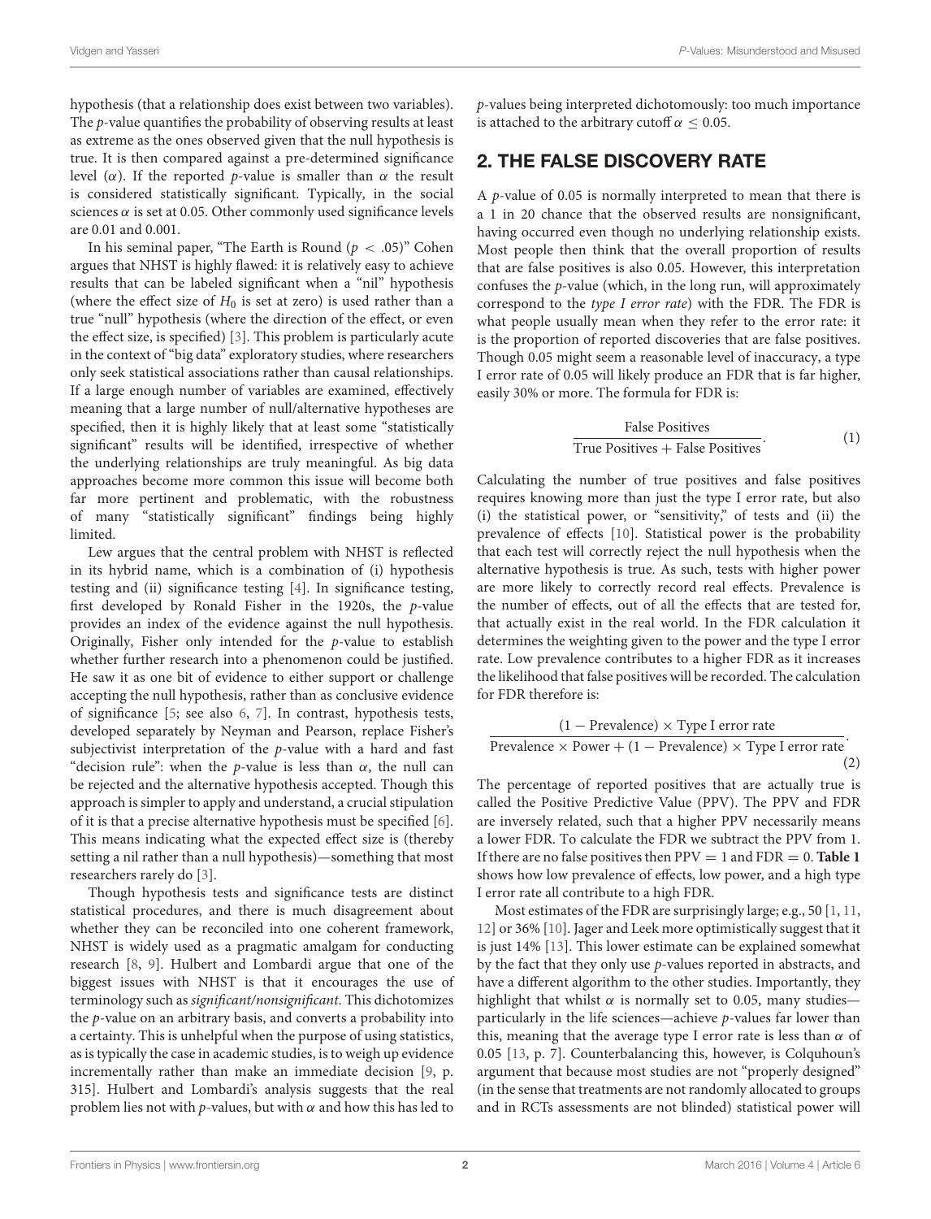hypothesis (that a relationship does exist between two variables). The $p$-value quantifies the probability of observing results at least as extreme as the ones observed given that the null hypothesis is true. It is then compared against a pre-determined significance level ($\alpha$). If the reported $p$-value is smaller than $\alpha$ the result is considered statistically significant. Typically, in the social sciences $\alpha$ is set at 0.05. Other commonly used significance levels are 0.01 and 0.001.

In his seminal paper, "The Earth is Round ($p < .05$)" Cohen argues that NHST is highly flawed: it is relatively easy to achieve results that can be labeled significant when a "nil" hypothesis (where the effect size of $H_0$ is set at zero) is used rather than a true "null" hypothesis (where the direction of the effect, or even the effect size, is specified) [3]. This problem is particularly acute in the context of "big data" exploratory studies, where researchers only seek statistical associations rather than causal relationships. If a large enough number of variables are examined, effectively meaning that a large number of null/alternative hypotheses are specified, then it is highly likely that at least some "statistically significant" results will be identified, irrespective of whether the underlying relationships are truly meaningful. As big data approaches become more common this issue will become both far more pertinent and problematic, with the robustness of many "statistically significant" findings being highly limited.

Lew argues that the central problem with NHST is reflected in its hybrid name, which is a combination of (i) hypothesis testing and (ii) significance testing [4]. In significance testing, first developed by Ronald Fisher in the 1920s, the $p$-value provides an index of the evidence against the null hypothesis. Originally, Fisher only intended for the $p$-value to establish whether further research into a phenomenon could be justified. He saw it as one bit of evidence to either support or challenge accepting the null hypothesis, rather than as conclusive evidence of significance [5; see also 6, 7]. In contrast, hypothesis tests, developed separately by Neyman and Pearson, replace Fisher's subjectivist interpretation of the $p$-value with a hard and fast "decision rule": when the $p$-value is less than $\alpha$, the null can be rejected and the alternative hypothesis accepted. Though this approach is simpler to apply and understand, a crucial stipulation of it is that a precise alternative hypothesis must be specified [6]. This means indicating what the expected effect size is (thereby setting a nil rather than a null hypothesis)—something that most researchers rarely do [3].

Though hypothesis tests and significance tests are distinct statistical procedures, and there is much disagreement about whether they can be reconciled into one coherent framework, NHST is widely used as a pragmatic amalgam for conducting research [8, 9]. Hulbert and Lombardi argue that one of the biggest issues with NHST is that it encourages the use of terminology such as *significant/nonsignificant*. This dichotomizes the $p$-value on an arbitrary basis, and converts a probability into a certainty. This is unhelpful when the purpose of using statistics, as is typically the case in academic studies, is to weigh up evidence incrementally rather than make an immediate decision [9, p. 315]. Hulbert and Lombardi's analysis suggests that the real problem lies not with $p$-values, but with $\alpha$ and how this has led to $p$-values being interpreted dichotomously: too much importance is attached to the arbitrary cutoff $\alpha \leq 0.05$.

## 2. THE FALSE DISCOVERY RATE

A $p$-value of 0.05 is normally interpreted to mean that there is a 1 in 20 chance that the observed results are nonsignificant, having occurred even though no underlying relationship exists. Most people then think that the overall proportion of results that are false positives is also 0.05. However, this interpretation confuses the $p$-value (which, in the long run, will approximately correspond to the *type I error rate*) with the FDR. The FDR is what people usually mean when they refer to the error rate: it is the proportion of reported discoveries that are false positives. Though 0.05 might seem a reasonable level of inaccuracy, a type I error rate of 0.05 will likely produce an FDR that is far higher, easily 30% or more. The formula for FDR is:

$$\frac{\text{False Positives}}{\text{True Positives} + \text{False Positives}}. \tag{1}$$

Calculating the number of true positives and false positives requires knowing more than just the type I error rate, but also (i) the statistical power, or "sensitivity," of tests and (ii) the prevalence of effects [10]. Statistical power is the probability that each test will correctly reject the null hypothesis when the alternative hypothesis is true. As such, tests with higher power are more likely to correctly record real effects. Prevalence is the number of effects, out of all the effects that are tested for, that actually exist in the real world. In the FDR calculation it determines the weighting given to the power and the type I error rate. Low prevalence contributes to a higher FDR as it increases the likelihood that false positives will be recorded. The calculation for FDR therefore is:

$$\frac{(1 - \text{Prevalence}) \times \text{Type I error rate}}{\text{Prevalence} \times \text{Power} + (1 - \text{Prevalence}) \times \text{Type I error rate}}. \tag{2}$$

The percentage of reported positives that are actually true is called the Positive Predictive Value (PPV). The PPV and FDR are inversely related, such that a higher PPV necessarily means a lower FDR. To calculate the FDR we subtract the PPV from 1. If there are no false positives then PPV = 1 and FDR = 0. **Table 1** shows how low prevalence of effects, low power, and a high type I error rate all contribute to a high FDR.

Most estimates of the FDR are surprisingly large; e.g., 50 [1, 11, 12] or 36% [10]. Jager and Leek more optimistically suggest that it is just 14% [13]. This lower estimate can be explained somewhat by the fact that they only use $p$-values reported in abstracts, and have a different algorithm to the other studies. Importantly, they highlight that whilst $\alpha$ is normally set to 0.05, many studies—particularly in the life sciences—achieve $p$-values far lower than this, meaning that the average type I error rate is less than $\alpha$ of 0.05 [13, p. 7]. Counterbalancing this, however, is Colquhoun's argument that because most studies are not "properly designed" (in the sense that treatments are not randomly allocated to groups and in RCTs assessments are not blinded) statistical power will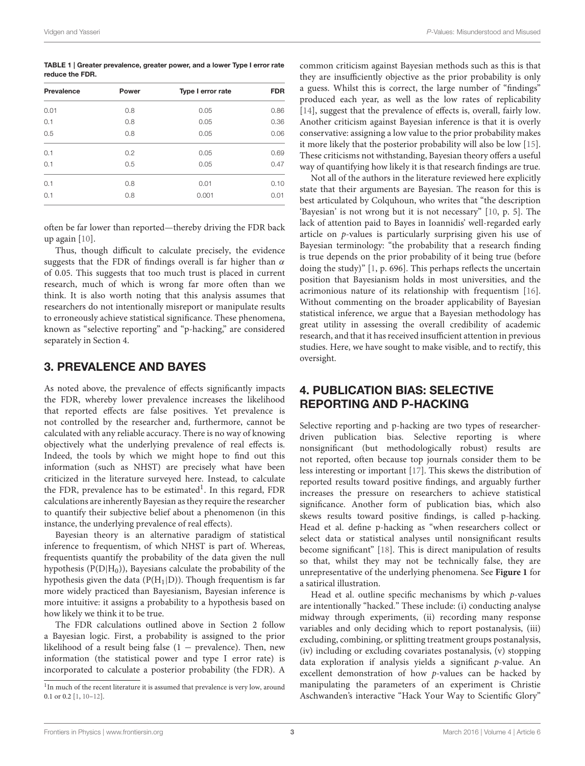**TABLE 1 | Greater prevalence, greater power, and a lower Type I error rate reduce the FDR.**

| Prevalence | Power | Type I error rate | FDR |
|---|---|---|---|
| 0.01 | 0.8 | 0.05 | 0.86 |
| 0.1 | 0.8 | 0.05 | 0.36 |
| 0.5 | 0.8 | 0.05 | 0.06 |
| 0.1 | 0.2 | 0.05 | 0.69 |
| 0.1 | 0.5 | 0.05 | 0.47 |
| 0.1 | 0.8 | 0.01 | 0.10 |
| 0.1 | 0.8 | 0.001 | 0.01 |

often be far lower than reported—thereby driving the FDR back up again [10].

Thus, though difficult to calculate precisely, the evidence suggests that the FDR of findings overall is far higher than $\alpha$ of 0.05. This suggests that too much trust is placed in current research, much of which is wrong far more often than we think. It is also worth noting that this analysis assumes that researchers do not intentionally misreport or manipulate results to erroneously achieve statistical significance. These phenomena, known as "selective reporting" and "p-hacking," are considered separately in Section 4.

## 3. PREVALENCE AND BAYES

As noted above, the prevalence of effects significantly impacts the FDR, whereby lower prevalence increases the likelihood that reported effects are false positives. Yet prevalence is not controlled by the researcher and, furthermore, cannot be calculated with any reliable accuracy. There is no way of knowing objectively what the underlying prevalence of real effects is. Indeed, the tools by which we might hope to find out this information (such as NHST) are precisely what have been criticized in the literature surveyed here. Instead, to calculate the FDR, prevalence has to be estimated[1]. In this regard, FDR calculations are inherently Bayesian as they require the researcher to quantify their subjective belief about a phenomenon (in this instance, the underlying prevalence of real effects).

Bayesian theory is an alternative paradigm of statistical inference to frequentism, of which NHST is part of. Whereas, frequentists quantify the probability of the data given the null hypothesis ($P(D|H_0)$), Bayesians calculate the probability of the hypothesis given the data ($P(H_1|D)$). Though frequentism is far more widely practiced than Bayesianism, Bayesian inference is more intuitive: it assigns a probability to a hypothesis based on how likely we think it to be true.

The FDR calculations outlined above in Section 2 follow a Bayesian logic. First, a probability is assigned to the prior likelihood of a result being false (1 − prevalence). Then, new information (the statistical power and type I error rate) is incorporated to calculate a posterior probability (the FDR). A common criticism against Bayesian methods such as this is that they are insufficiently objective as the prior probability is only a guess. Whilst this is correct, the large number of "findings" produced each year, as well as the low rates of replicability [14], suggest that the prevalence of effects is, overall, fairly low. Another criticism against Bayesian inference is that it is overly conservative: assigning a low value to the prior probability makes it more likely that the posterior probability will also be low [15]. These criticisms not withstanding, Bayesian theory offers a useful way of quantifying how likely it is that research findings are true.

Not all of the authors in the literature reviewed here explicitly state that their arguments are Bayesian. The reason for this is best articulated by Colquhoun, who writes that "the description 'Bayesian' is not wrong but it is not necessary" [10, p. 5]. The lack of attention paid to Bayes in Ioannidis' well-regarded early article on *p*-values is particularly surprising given his use of Bayesian terminology: "the probability that a research finding is true depends on the prior probability of it being true (before doing the study)" [1, p. 696]. This perhaps reflects the uncertain position that Bayesianism holds in most universities, and the acrimonious nature of its relationship with frequentism [16]. Without commenting on the broader applicability of Bayesian statistical inference, we argue that a Bayesian methodology has great utility in assessing the overall credibility of academic research, and that it has received insufficient attention in previous studies. Here, we have sought to make visible, and to rectify, this oversight.

## 4. PUBLICATION BIAS: SELECTIVE REPORTING AND P-HACKING

Selective reporting and p-hacking are two types of researcher-driven publication bias. Selective reporting is where nonsignificant (but methodologically robust) results are not reported, often because top journals consider them to be less interesting or important [17]. This skews the distribution of reported results toward positive findings, and arguably further increases the pressure on researchers to achieve statistical significance. Another form of publication bias, which also skews results toward positive findings, is called p-hacking. Head et al. define p-hacking as "when researchers collect or select data or statistical analyses until nonsignificant results become significant" [18]. This is direct manipulation of results so that, whilst they may not be technically false, they are unrepresentative of the underlying phenomena. See **Figure 1** for a satirical illustration.

Head et al. outline specific mechanisms by which *p*-values are intentionally "hacked." These include: (i) conducting analyse midway through experiments, (ii) recording many response variables and only deciding which to report postanalysis, (iii) excluding, combining, or splitting treatment groups postanalysis, (iv) including or excluding covariates postanalysis, (v) stopping data exploration if analysis yields a significant *p*-value. An excellent demonstration of how *p*-values can be hacked by manipulating the parameters of an experiment is Christie Aschwanden's interactive "Hack Your Way to Scientific Glory"

[1] In much of the recent literature it is assumed that prevalence is very low, around 0.1 or 0.2 [1, 10–12].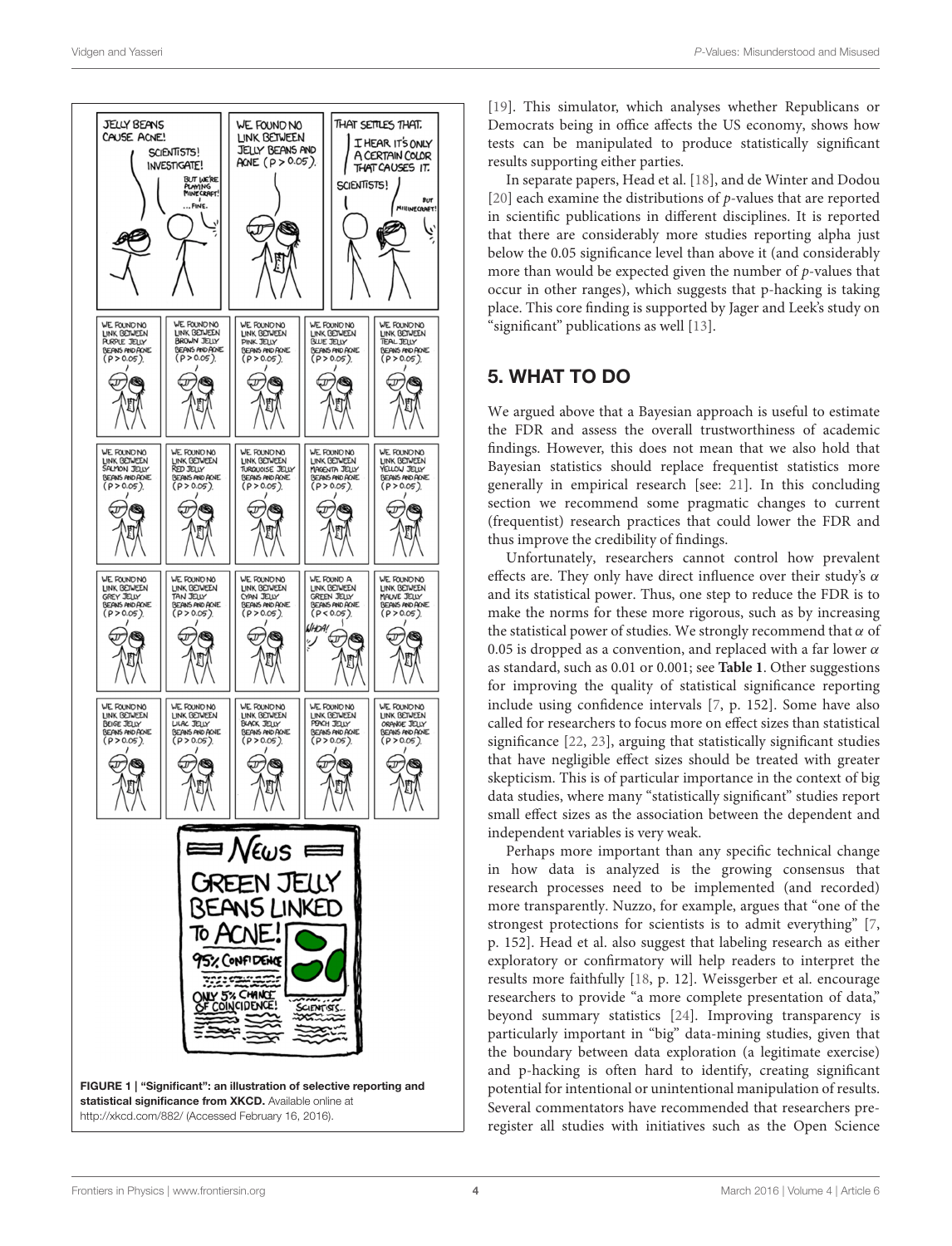FIGURE 1 | "Significant": an illustration of selective reporting and statistical significance from XKCD. Available online at http://xkcd.com/882/ (Accessed February 16, 2016).

[19]. This simulator, which analyses whether Republicans or Democrats being in office affects the US economy, shows how tests can be manipulated to produce statistically significant results supporting either parties.

In separate papers, Head et al. [18], and de Winter and Dodou [20] each examine the distributions of *p*-values that are reported in scientific publications in different disciplines. It is reported that there are considerably more studies reporting alpha just below the 0.05 significance level than above it (and considerably more than would be expected given the number of *p*-values that occur in other ranges), which suggests that p-hacking is taking place. This core finding is supported by Jager and Leek's study on "significant" publications as well [13].

## 5. WHAT TO DO

We argued above that a Bayesian approach is useful to estimate the FDR and assess the overall trustworthiness of academic findings. However, this does not mean that we also hold that Bayesian statistics should replace frequentist statistics more generally in empirical research [see: 21]. In this concluding section we recommend some pragmatic changes to current (frequentist) research practices that could lower the FDR and thus improve the credibility of findings.

Unfortunately, researchers cannot control how prevalent effects are. They only have direct influence over their study's $\alpha$ and its statistical power. Thus, one step to reduce the FDR is to make the norms for these more rigorous, such as by increasing the statistical power of studies. We strongly recommend that $\alpha$ of 0.05 is dropped as a convention, and replaced with a far lower $\alpha$ as standard, such as 0.01 or 0.001; see **Table 1**. Other suggestions for improving the quality of statistical significance reporting include using confidence intervals [7, p. 152]. Some have also called for researchers to focus more on effect sizes than statistical significance [22, 23], arguing that statistically significant studies that have negligible effect sizes should be treated with greater skepticism. This is of particular importance in the context of big data studies, where many "statistically significant" studies report small effect sizes as the association between the dependent and independent variables is very weak.

Perhaps more important than any specific technical change in how data is analyzed is the growing consensus that research processes need to be implemented (and recorded) more transparently. Nuzzo, for example, argues that "one of the strongest protections for scientists is to admit everything" [7, p. 152]. Head et al. also suggest that labeling research as either exploratory or confirmatory will help readers to interpret the results more faithfully [18, p. 12]. Weissgerber et al. encourage researchers to provide "a more complete presentation of data," beyond summary statistics [24]. Improving transparency is particularly important in "big" data-mining studies, given that the boundary between data exploration (a legitimate exercise) and p-hacking is often hard to identify, creating significant potential for intentional or unintentional manipulation of results. Several commentators have recommended that researchers pre-register all studies with initiatives such as the Open Science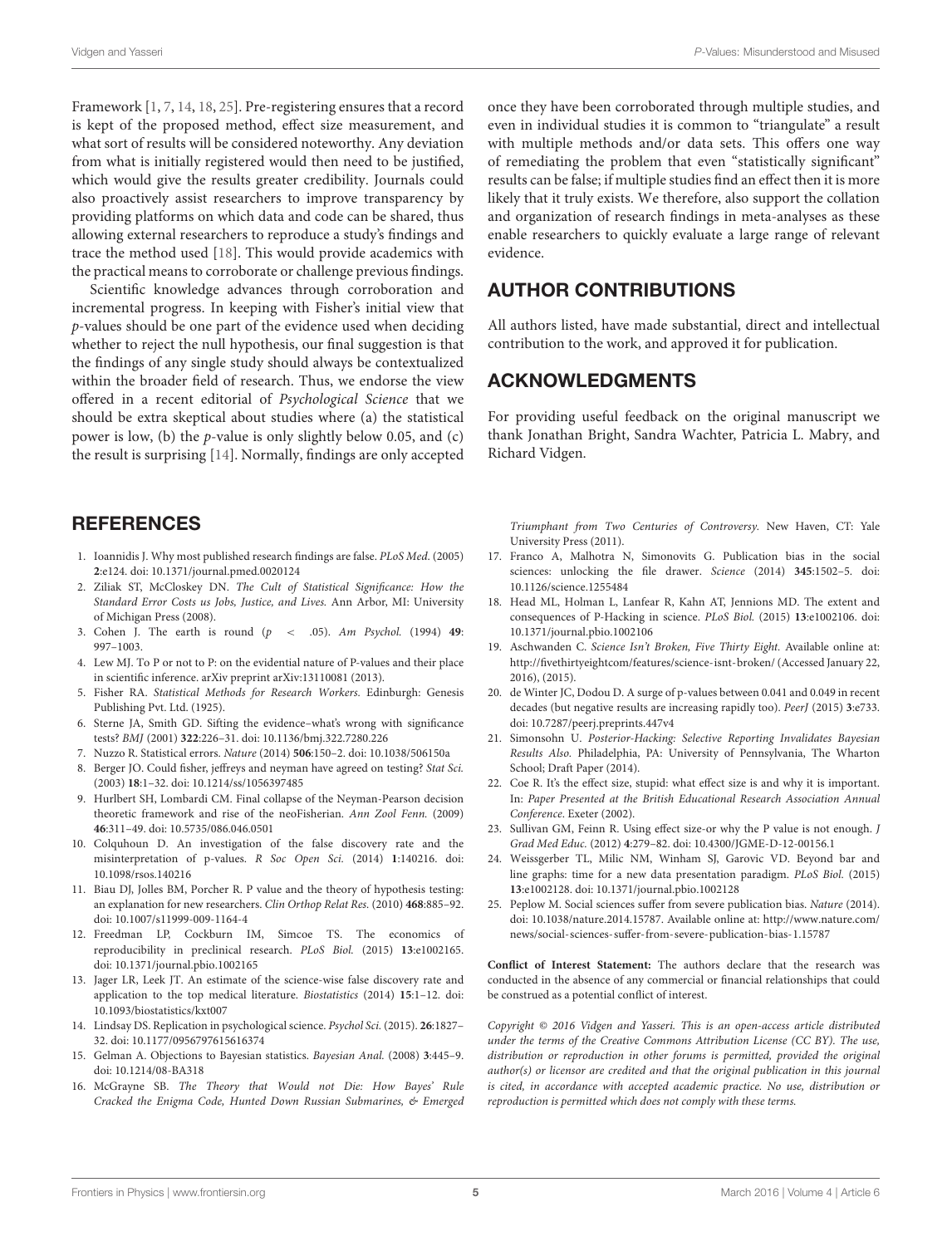Framework [1, 7, 14, 18, 25]. Pre-registering ensures that a record is kept of the proposed method, effect size measurement, and what sort of results will be considered noteworthy. Any deviation from what is initially registered would then need to be justified, which would give the results greater credibility. Journals could also proactively assist researchers to improve transparency by providing platforms on which data and code can be shared, thus allowing external researchers to reproduce a study's findings and trace the method used [18]. This would provide academics with the practical means to corroborate or challenge previous findings.

Scientific knowledge advances through corroboration and incremental progress. In keeping with Fisher's initial view that *p*-values should be one part of the evidence used when deciding whether to reject the null hypothesis, our final suggestion is that the findings of any single study should always be contextualized within the broader field of research. Thus, we endorse the view offered in a recent editorial of *Psychological Science* that we should be extra skeptical about studies where (a) the statistical power is low, (b) the *p*-value is only slightly below 0.05, and (c) the result is surprising [14]. Normally, findings are only accepted once they have been corroborated through multiple studies, and even in individual studies it is common to "triangulate" a result with multiple methods and/or data sets. This offers one way of remediating the problem that even "statistically significant" results can be false; if multiple studies find an effect then it is more likely that it truly exists. We therefore, also support the collation and organization of research findings in meta-analyses as these enable researchers to quickly evaluate a large range of relevant evidence.

## AUTHOR CONTRIBUTIONS

All authors listed, have made substantial, direct and intellectual contribution to the work, and approved it for publication.

## ACKNOWLEDGMENTS

For providing useful feedback on the original manuscript we thank Jonathan Bright, Sandra Wachter, Patricia L. Mabry, and Richard Vidgen.

## REFERENCES

1. Ioannidis J. Why most published research findings are false. *PLoS Med*. (2005) **2**:e124. doi: 10.1371/journal.pmed.0020124
2. Ziliak ST, McCloskey DN. *The Cult of Statistical Significance: How the Standard Error Costs us Jobs, Justice, and Lives.* Ann Arbor, MI: University of Michigan Press (2008).
3. Cohen J. The earth is round ($p < .05$). *Am Psychol.* (1994) **49**: 997–1003.
4. Lew MJ. To P or not to P: on the evidential nature of P-values and their place in scientific inference. arXiv preprint arXiv:13110081 (2013).
5. Fisher RA. *Statistical Methods for Research Workers*. Edinburgh: Genesis Publishing Pvt. Ltd. (1925).
6. Sterne JA, Smith GD. Sifting the evidence–what's wrong with significance tests? *BMJ* (2001) **322**:226–31. doi: 10.1136/bmj.322.7280.226
7. Nuzzo R. Statistical errors. *Nature* (2014) **506**:150–2. doi: 10.1038/506150a
8. Berger JO. Could fisher, jeffreys and neyman have agreed on testing? *Stat Sci.* (2003) **18**:1–32. doi: 10.1214/ss/1056397485
9. Hurlbert SH, Lombardi CM. Final collapse of the Neyman-Pearson decision theoretic framework and rise of the neoFisherian. *Ann Zool Fenn.* (2009) **46**:311–49. doi: 10.5735/086.046.0501
10. Colquhoun D. An investigation of the false discovery rate and the misinterpretation of p-values. *R Soc Open Sci.* (2014) **1**:140216. doi: 10.1098/rsos.140216
11. Biau DJ, Jolles BM, Porcher R. P value and the theory of hypothesis testing: an explanation for new researchers. *Clin Orthop Relat Res.* (2010) **468**:885–92. doi: 10.1007/s11999-009-1164-4
12. Freedman LP, Cockburn IM, Simcoe TS. The economics of reproducibility in preclinical research. *PLoS Biol.* (2015) **13**:e1002165. doi: 10.1371/journal.pbio.1002165
13. Jager LR, Leek JT. An estimate of the science-wise false discovery rate and application to the top medical literature. *Biostatistics* (2014) **15**:1–12. doi: 10.1093/biostatistics/kxt007
14. Lindsay DS. Replication in psychological science. *Psychol Sci.* (2015). **26**:1827–32. doi: 10.1177/0956797615616374
15. Gelman A. Objections to Bayesian statistics. *Bayesian Anal.* (2008) **3**:445–9. doi: 10.1214/08-BA318
16. McGrayne SB. *The Theory that Would not Die: How Bayes' Rule Cracked the Enigma Code, Hunted Down Russian Submarines, & Emerged Triumphant from Two Centuries of Controversy.* New Haven, CT: Yale University Press (2011).
17. Franco A, Malhotra N, Simonovits G. Publication bias in the social sciences: unlocking the file drawer. *Science* (2014) **345**:1502–5. doi: 10.1126/science.1255484
18. Head ML, Holman L, Lanfear R, Kahn AT, Jennions MD. The extent and consequences of P-Hacking in science. *PLoS Biol.* (2015) **13**:e1002106. doi: 10.1371/journal.pbio.1002106
19. Aschwanden C. *Science Isn't Broken, Five Thirty Eight.* Available online at: http://fivethirtyeightcom/features/science-isnt-broken/ (Accessed January 22, 2016), (2015).
20. de Winter JC, Dodou D. A surge of p-values between 0.041 and 0.049 in recent decades (but negative results are increasing rapidly too). *PeerJ* (2015) **3**:e733. doi: 10.7287/peerj.preprints.447v4
21. Simonsohn U. *Posterior-Hacking: Selective Reporting Invalidates Bayesian Results Also.* Philadelphia, PA: University of Pennsylvania, The Wharton School; Draft Paper (2014).
22. Coe R. It's the effect size, stupid: what effect size is and why it is important. In: *Paper Presented at the British Educational Research Association Annual Conference*. Exeter (2002).
23. Sullivan GM, Feinn R. Using effect size-or why the P value is not enough. *J Grad Med Educ.* (2012) **4**:279–82. doi: 10.4300/JGME-D-12-00156.1
24. Weissgerber TL, Milic NM, Winham SJ, Garovic VD. Beyond bar and line graphs: time for a new data presentation paradigm. *PLoS Biol.* (2015) **13**:e1002128. doi: 10.1371/journal.pbio.1002128
25. Peplow M. Social sciences suffer from severe publication bias. *Nature* (2014). doi: 10.1038/nature.2014.15787. Available online at: http://www.nature.com/news/social-sciences-suffer-from-severe-publication-bias-1.15787

**Conflict of Interest Statement:** The authors declare that the research was conducted in the absence of any commercial or financial relationships that could be construed as a potential conflict of interest.

*Copyright © 2016 Vidgen and Yasseri. This is an open-access article distributed under the terms of the Creative Commons Attribution License (CC BY). The use, distribution or reproduction in other forums is permitted, provided the original author(s) or licensor are credited and that the original publication in this journal is cited, in accordance with accepted academic practice. No use, distribution or reproduction is permitted which does not comply with these terms.*